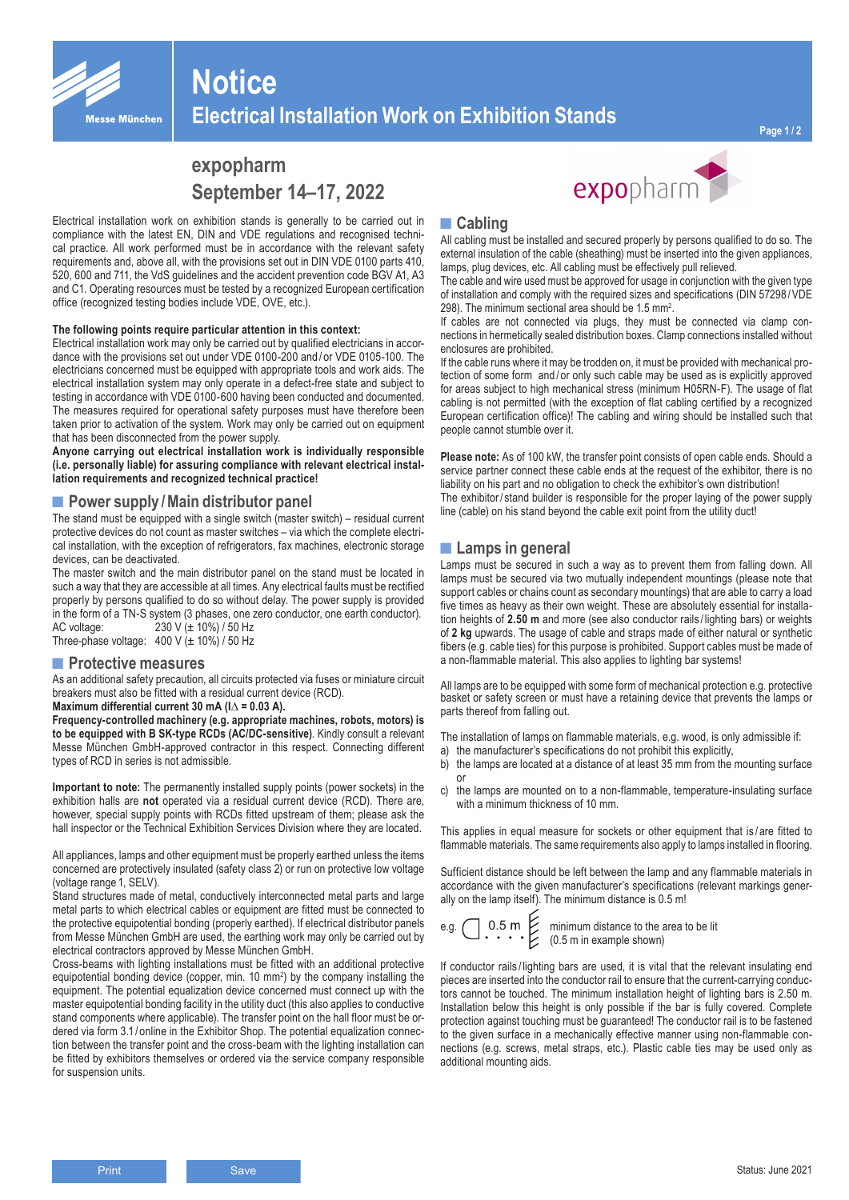# Notice

## Electrical Installation Work on Exhibition Stands

### expopharm
### September 14–17, 2022

Electrical installation work on exhibition stands is generally to be carried out in compliance with the latest EN, DIN and VDE regulations and recognised technical practice. All work performed must be in accordance with the relevant safety requirements and, above all, with the provisions set out in DIN VDE 0100 parts 410, 520, 600 and 711, the VdS guidelines and the accident prevention code BGV A1, A3 and C1. Operating resources must be tested by a recognized European certification office (recognized testing bodies include VDE, OVE, etc.).

**The following points require particular attention in this context:**
Electrical installation work may only be carried out by qualified electricians in accordance with the provisions set out under VDE 0100-200 and / or VDE 0105-100. The electricians concerned must be equipped with appropriate tools and work aids. The electrical installation system may only operate in a defect-free state and subject to testing in accordance with VDE 0100-600 having been conducted and documented. The measures required for operational safety purposes must have therefore been taken prior to activation of the system. Work may only be carried out on equipment that has been disconnected from the power supply.
**Anyone carrying out electrical installation work is individually responsible (i.e. personally liable) for assuring compliance with relevant electrical installation requirements and recognized technical practice!**

## Power supply / Main distributor panel

The stand must be equipped with a single switch (master switch) – residual current protective devices do not count as master switches – via which the complete electrical installation, with the exception of refrigerators, fax machines, electronic storage devices, can be deactivated.
The master switch and the main distributor panel on the stand must be located in such a way that they are accessible at all times. Any electrical faults must be rectified properly by persons qualified to do so without delay. The power supply is provided in the form of a TN-S system (3 phases, one zero conductor, one earth conductor).
AC voltage: 230 V (± 10%) / 50 Hz
Three-phase voltage: 400 V (± 10%) / 50 Hz

## Protective measures

As an additional safety precaution, all circuits protected via fuses or miniature circuit breakers must also be fitted with a residual current device (RCD).
**Maximum differential current 30 mA (I$\Delta$ = 0.03 A).**
**Frequency-controlled machinery (e.g. appropriate machines, robots, motors) is to be equipped with B SK-type RCDs (AC/DC-sensitive)**. Kindly consult a relevant Messe München GmbH-approved contractor in this respect. Connecting different types of RCD in series is not admissible.

**Important to note:** The permanently installed supply points (power sockets) in the exhibition halls are **not** operated via a residual current device (RCD). There are, however, special supply points with RCDs fitted upstream of them; please ask the hall inspector or the Technical Exhibition Services Division where they are located.

All appliances, lamps and other equipment must be properly earthed unless the items concerned are protectively insulated (safety class 2) or run on protective low voltage (voltage range 1, SELV).
Stand structures made of metal, conductively interconnected metal parts and large metal parts to which electrical cables or equipment are fitted must be connected to the protective equipotential bonding (properly earthed). If electrical distributor panels from Messe München GmbH are used, the earthing work may only be carried out by electrical contractors approved by Messe München GmbH.
Cross-beams with lighting installations must be fitted with an additional protective equipotential bonding device (copper, min. 10 mm²) by the company installing the equipment. The potential equalization device concerned must connect up with the master equipotential bonding facility in the utility duct (this also applies to conductive stand components where applicable). The transfer point on the hall floor must be ordered via form 3.1 / online in the Exhibitor Shop. The potential equalization connection between the transfer point and the cross-beam with the lighting installation can be fitted by exhibitors themselves or ordered via the service company responsible for suspension units.

## Cabling

All cabling must be installed and secured properly by persons qualified to do so. The external insulation of the cable (sheathing) must be inserted into the given appliances, lamps, plug devices, etc. All cabling must be effectively pull relieved.
The cable and wire used must be approved for usage in conjunction with the given type of installation and comply with the required sizes and specifications (DIN 57298 / VDE 298). The minimum sectional area should be 1.5 mm².
If cables are not connected via plugs, they must be connected via clamp connections in hermetically sealed distribution boxes. Clamp connections installed without enclosures are prohibited.
If the cable runs where it may be trodden on, it must be provided with mechanical protection of some form and / or only such cable may be used as is explicitly approved for areas subject to high mechanical stress (minimum H05RN-F). The usage of flat cabling is not permitted (with the exception of flat cabling certified by a recognized European certification office)! The cabling and wiring should be installed such that people cannot stumble over it.

**Please note:** As of 100 kW, the transfer point consists of open cable ends. Should a service partner connect these cable ends at the request of the exhibitor, there is no liability on his part and no obligation to check the exhibitor's own distribution!
The exhibitor / stand builder is responsible for the proper laying of the power supply line (cable) on his stand beyond the cable exit point from the utility duct!

## Lamps in general

Lamps must be secured in such a way as to prevent them from falling down. All lamps must be secured via two mutually independent mountings (please note that support cables or chains count as secondary mountings) that are able to carry a load five times as heavy as their own weight. These are absolutely essential for installation heights of **2.50 m** and more (see also conductor rails / lighting bars) or weights of **2 kg** upwards. The usage of cable and straps made of either natural or synthetic fibers (e.g. cable ties) for this purpose is prohibited. Support cables must be made of a non-flammable material. This also applies to lighting bar systems!

All lamps are to be equipped with some form of mechanical protection e.g. protective basket or safety screen or must have a retaining device that prevents the lamps or parts thereof from falling out.

The installation of lamps on flammable materials, e.g. wood, is only admissible if:
a) the manufacturer's specifications do not prohibit this explicitly,
b) the lamps are located at a distance of at least 35 mm from the mounting surface or
c) the lamps are mounted on to a non-flammable, temperature-insulating surface with a minimum thickness of 10 mm.

This applies in equal measure for sockets or other equipment that is / are fitted to flammable materials. The same requirements also apply to lamps installed in flooring.

Sufficient distance should be left between the lamp and any flammable materials in accordance with the given manufacturer's specifications (relevant markings generally on the lamp itself). The minimum distance is 0.5 m!

e.g. 0.5 m — minimum distance to the area to be lit (0.5 m in example shown)

If conductor rails / lighting bars are used, it is vital that the relevant insulating end pieces are inserted into the conductor rail to ensure that the current-carrying conductors cannot be touched. The minimum installation height of lighting bars is 2.50 m. Installation below this height is only possible if the bar is fully covered. Complete protection against touching must be guaranteed! The conductor rail is to be fastened to the given surface in a mechanically effective manner using non-flammable connections (e.g. screws, metal straps, etc.). Plastic cable ties may be used only as additional mounting aids.

Status: June 2021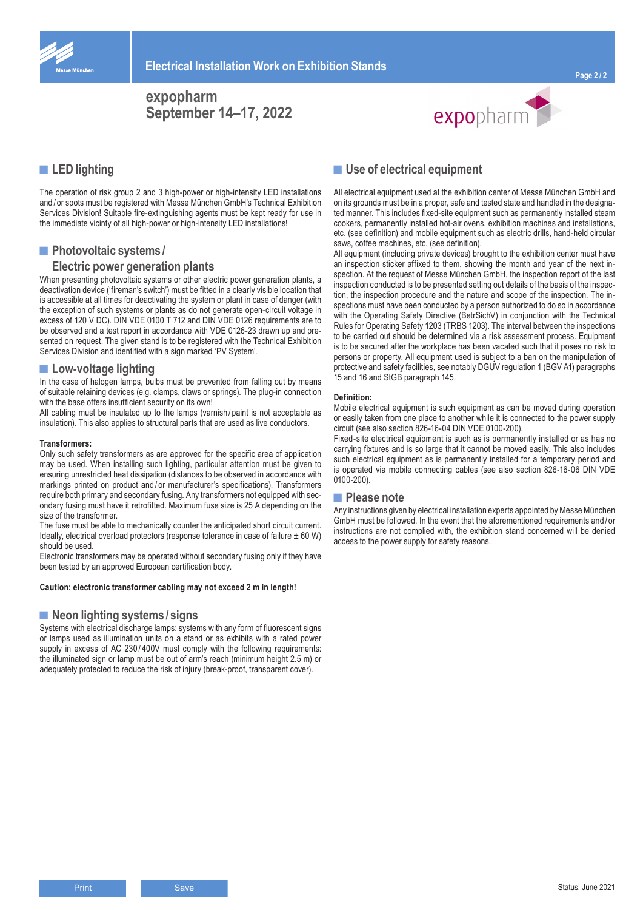# Electrical Installation Work on Exhibition Stands

**expopharm**
**September 14–17, 2022**

## LED lighting

The operation of risk group 2 and 3 high-power or high-intensity LED installations and / or spots must be registered with Messe München GmbH's Technical Exhibition Services Division! Suitable fire-extinguishing agents must be kept ready for use in the immediate vicinity of all high-power or high-intensity LED installations!

## Photovoltaic systems / Electric power generation plants

When presenting photovoltaic systems or other electric power generation plants, a deactivation device ('fireman's switch') must be fitted in a clearly visible location that is accessible at all times for deactivating the system or plant in case of danger (with the exception of such systems or plants as do not generate open-circuit voltage in excess of 120 V DC). DIN VDE 0100 T 712 and DIN VDE 0126 requirements are to be observed and a test report in accordance with VDE 0126-23 drawn up and presented on request. The given stand is to be registered with the Technical Exhibition Services Division and identified with a sign marked 'PV System'.

## Low-voltage lighting

In the case of halogen lamps, bulbs must be prevented from falling out by means of suitable retaining devices (e.g. clamps, claws or springs). The plug-in connection with the base offers insufficient security on its own!
All cabling must be insulated up to the lamps (varnish / paint is not acceptable as insulation). This also applies to structural parts that are used as live conductors.

**Transformers:**
Only such safety transformers as are approved for the specific area of application may be used. When installing such lighting, particular attention must be given to ensuring unrestricted heat dissipation (distances to be observed in accordance with markings printed on product and / or manufacturer's specifications). Transformers require both primary and secondary fusing. Any transformers not equipped with secondary fusing must have it retrofitted. Maximum fuse size is 25 A depending on the size of the transformer.
The fuse must be able to mechanically counter the anticipated short circuit current. Ideally, electrical overload protectors (response tolerance in case of failure ± 60 W) should be used.
Electronic transformers may be operated without secondary fusing only if they have been tested by an approved European certification body.

**Caution: electronic transformer cabling may not exceed 2 m in length!**

## Neon lighting systems / signs

Systems with electrical discharge lamps: systems with any form of fluorescent signs or lamps used as illumination units on a stand or as exhibits with a rated power supply in excess of AC 230 / 400V must comply with the following requirements: the illuminated sign or lamp must be out of arm's reach (minimum height 2.5 m) or adequately protected to reduce the risk of injury (break-proof, transparent cover).

## Use of electrical equipment

All electrical equipment used at the exhibition center of Messe München GmbH and on its grounds must be in a proper, safe and tested state and handled in the designated manner. This includes fixed-site equipment such as permanently installed steam cookers, permanently installed hot-air ovens, exhibition machines and installations, etc. (see definition) and mobile equipment such as electric drills, hand-held circular saws, coffee machines, etc. (see definition).
All equipment (including private devices) brought to the exhibition center must have an inspection sticker affixed to them, showing the month and year of the next inspection. At the request of Messe München GmbH, the inspection report of the last inspection conducted is to be presented setting out details of the basis of the inspection, the inspection procedure and the nature and scope of the inspection. The inspections must have been conducted by a person authorized to do so in accordance with the Operating Safety Directive (BetrSichV) in conjunction with the Technical Rules for Operating Safety 1203 (TRBS 1203). The interval between the inspections to be carried out should be determined via a risk assessment process. Equipment is to be secured after the workplace has been vacated such that it poses no risk to persons or property. All equipment used is subject to a ban on the manipulation of protective and safety facilities, see notably DGUV regulation 1 (BGV A1) paragraphs 15 and 16 and StGB paragraph 145.

**Definition:**
Mobile electrical equipment is such equipment as can be moved during operation or easily taken from one place to another while it is connected to the power supply circuit (see also section 826-16-04 DIN VDE 0100-200).
Fixed-site electrical equipment is such as is permanently installed or as has no carrying fixtures and is so large that it cannot be moved easily. This also includes such electrical equipment as is permanently installed for a temporary period and is operated via mobile connecting cables (see also section 826-16-06 DIN VDE 0100-200).

## Please note

Any instructions given by electrical installation experts appointed by Messe München GmbH must be followed. In the event that the aforementioned requirements and / or instructions are not complied with, the exhibition stand concerned will be denied access to the power supply for safety reasons.

Status: June 2021